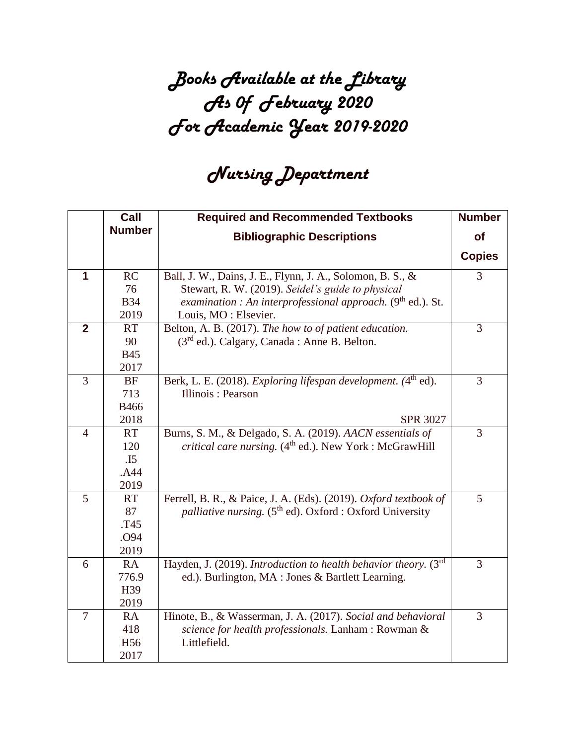# Books Available at the Library
# As Of February 2020
# For Academic Year 2019-2020

## Nursing Department

| | Call Number | Required and Recommended Textbooks<br>Bibliographic Descriptions | Number of Copies |
|---|---|---|---|
| **1** | RC 76 B34 2019 | Ball, J. W., Dains, J. E., Flynn, J. A., Solomon, B. S., & Stewart, R. W. (2019). *Seidel's guide to physical examination : An interprofessional approach.* (9th ed.). St. Louis, MO : Elsevier. | 3 |
| **2** | RT 90 B45 2017 | Belton, A. B. (2017). *The how to of patient education.* (3rd ed.). Calgary, Canada : Anne B. Belton. | 3 |
| 3 | BF 713 B466 2018 | Berk, L. E. (2018). *Exploring lifespan development. (4th ed).* Illinois : Pearson<br>SPR 3027 | 3 |
| 4 | RT 120 .I5 .A44 2019 | Burns, S. M., & Delgado, S. A. (2019). *AACN essentials of critical care nursing.* (4th ed.). New York : McGrawHill | 3 |
| 5 | RT 87 .T45 .O94 2019 | Ferrell, B. R., & Paice, J. A. (Eds). (2019). *Oxford textbook of palliative nursing.* (5th ed). Oxford : Oxford University | 5 |
| 6 | RA 776.9 H39 2019 | Hayden, J. (2019). *Introduction to health behavior theory.* (3rd ed.). Burlington, MA : Jones & Bartlett Learning. | 3 |
| 7 | RA 418 H56 2017 | Hinote, B., & Wasserman, J. A. (2017). *Social and behavioral science for health professionals.* Lanham : Rowman & Littlefield. | 3 |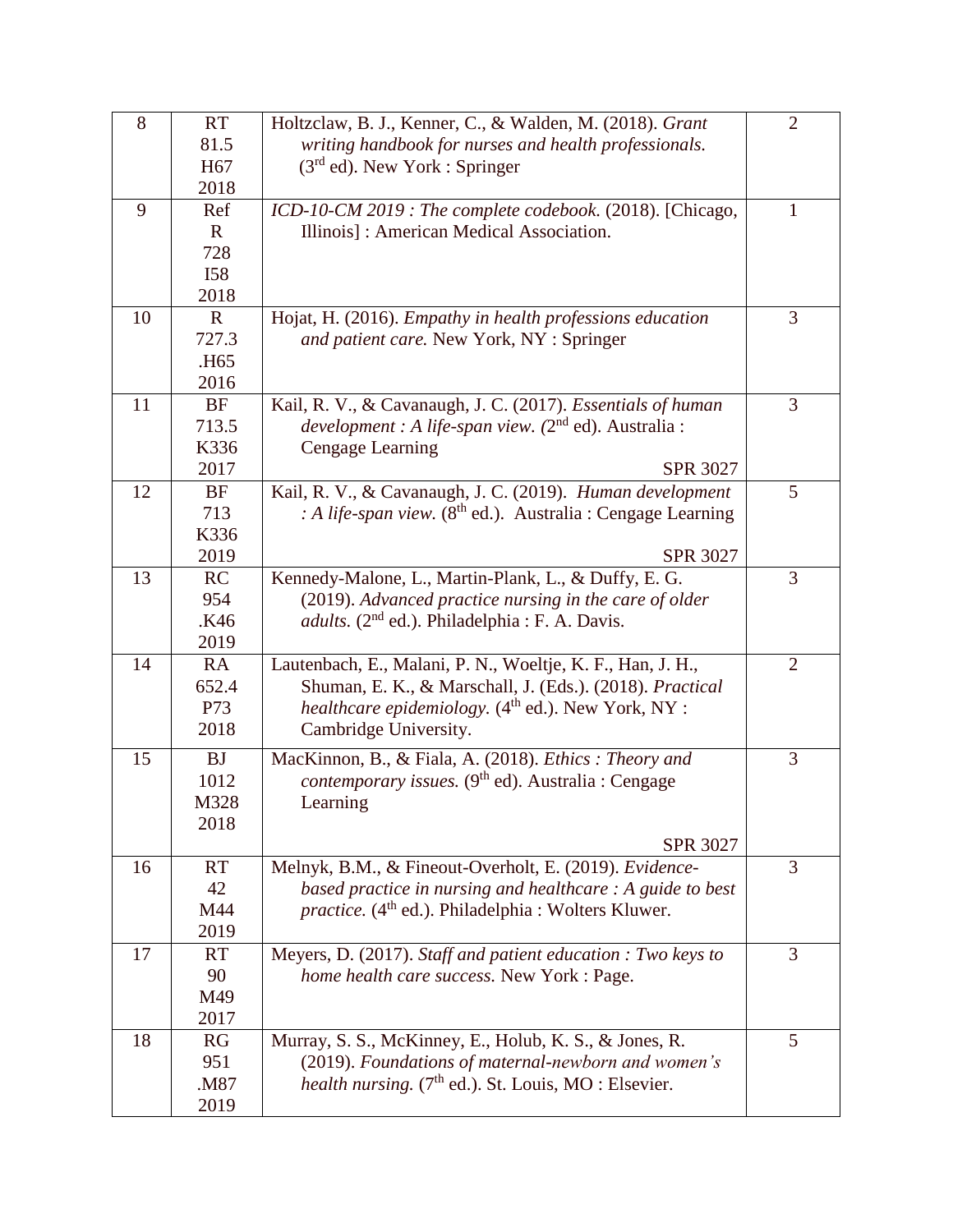| 8 | RT 81.5 H67 2018 | Holtzclaw, B. J., Kenner, C., & Walden, M. (2018). *Grant writing handbook for nurses and health professionals.* (3rd ed). New York : Springer | 2 |
|---|---|---|---|
| 9 | Ref R 728 I58 2018 | *ICD-10-CM 2019 : The complete codebook.* (2018). [Chicago, Illinois] : American Medical Association. | 1 |
| 10 | R 727.3 .H65 2016 | Hojat, H. (2016). *Empathy in health professions education and patient care.* New York, NY : Springer | 3 |
| 11 | BF 713.5 K336 2017 | Kail, R. V., & Cavanaugh, J. C. (2017). *Essentials of human development : A life-span view. (*2nd ed). Australia : Cengage Learning SPR 3027 | 3 |
| 12 | BF 713 K336 2019 | Kail, R. V., & Cavanaugh, J. C. (2019). *Human development : A life-span view.* (8th ed.). Australia : Cengage Learning SPR 3027 | 5 |
| 13 | RC 954 .K46 2019 | Kennedy-Malone, L., Martin-Plank, L., & Duffy, E. G. (2019). *Advanced practice nursing in the care of older adults.* (2nd ed.). Philadelphia : F. A. Davis. | 3 |
| 14 | RA 652.4 P73 2018 | Lautenbach, E., Malani, P. N., Woeltje, K. F., Han, J. H., Shuman, E. K., & Marschall, J. (Eds.). (2018). *Practical healthcare epidemiology.* (4th ed.). New York, NY : Cambridge University. | 2 |
| 15 | BJ 1012 M328 2018 | MacKinnon, B., & Fiala, A. (2018). *Ethics : Theory and contemporary issues.* (9th ed). Australia : Cengage Learning SPR 3027 | 3 |
| 16 | RT 42 M44 2019 | Melnyk, B.M., & Fineout-Overholt, E. (2019). *Evidence-based practice in nursing and healthcare : A guide to best practice.* (4th ed.). Philadelphia : Wolters Kluwer. | 3 |
| 17 | RT 90 M49 2017 | Meyers, D. (2017). *Staff and patient education : Two keys to home health care success.* New York : Page. | 3 |
| 18 | RG 951 .M87 2019 | Murray, S. S., McKinney, E., Holub, K. S., & Jones, R. (2019). *Foundations of maternal-newborn and women's health nursing.* (7th ed.). St. Louis, MO : Elsevier. | 5 |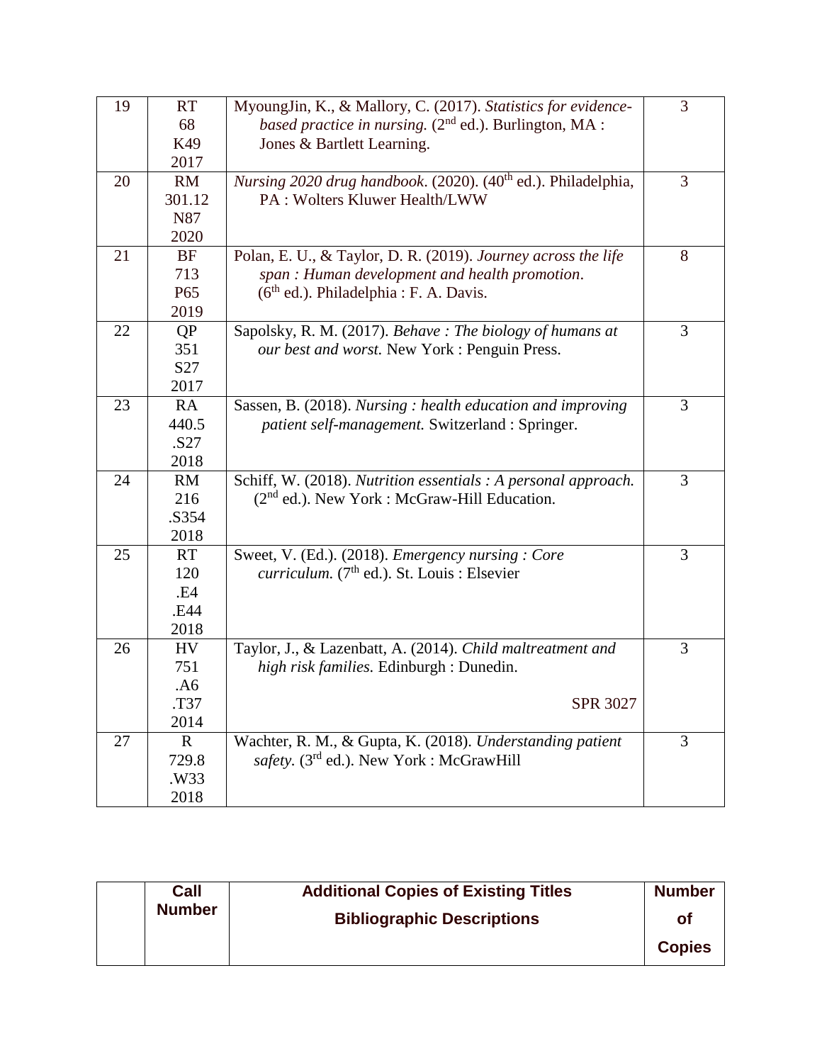| 19 | RT 68 K49 2017 | MyoungJin, K., & Mallory, C. (2017). *Statistics for evidence-based practice in nursing.* (2nd ed.). Burlington, MA : Jones & Bartlett Learning. | 3 |
|---|---|---|---|
| 20 | RM 301.12 N87 2020 | *Nursing 2020 drug handbook*. (2020). (40th ed.). Philadelphia, PA : Wolters Kluwer Health/LWW | 3 |
| 21 | BF 713 P65 2019 | Polan, E. U., & Taylor, D. R. (2019). *Journey across the life span : Human development and health promotion*. (6th ed.). Philadelphia : F. A. Davis. | 8 |
| 22 | QP 351 S27 2017 | Sapolsky, R. M. (2017). *Behave : The biology of humans at our best and worst.* New York : Penguin Press. | 3 |
| 23 | RA 440.5 .S27 2018 | Sassen, B. (2018). *Nursing : health education and improving patient self-management.* Switzerland : Springer. | 3 |
| 24 | RM 216 .S354 2018 | Schiff, W. (2018). *Nutrition essentials : A personal approach.* (2nd ed.). New York : McGraw-Hill Education. | 3 |
| 25 | RT 120 .E4 .E44 2018 | Sweet, V. (Ed.). (2018). *Emergency nursing : Core curriculum.* (7th ed.). St. Louis : Elsevier | 3 |
| 26 | HV 751 .A6 .T37 2014 | Taylor, J., & Lazenbatt, A. (2014). *Child maltreatment and high risk families.* Edinburgh : Dunedin. SPR 3027 | 3 |
| 27 | R 729.8 .W33 2018 | Wachter, R. M., & Gupta, K. (2018). *Understanding patient safety.* (3rd ed.). New York : McGrawHill | 3 |

| | **Call Number** | **Additional Copies of Existing Titles Bibliographic Descriptions** | **Number of Copies** |
|---|---|---|---|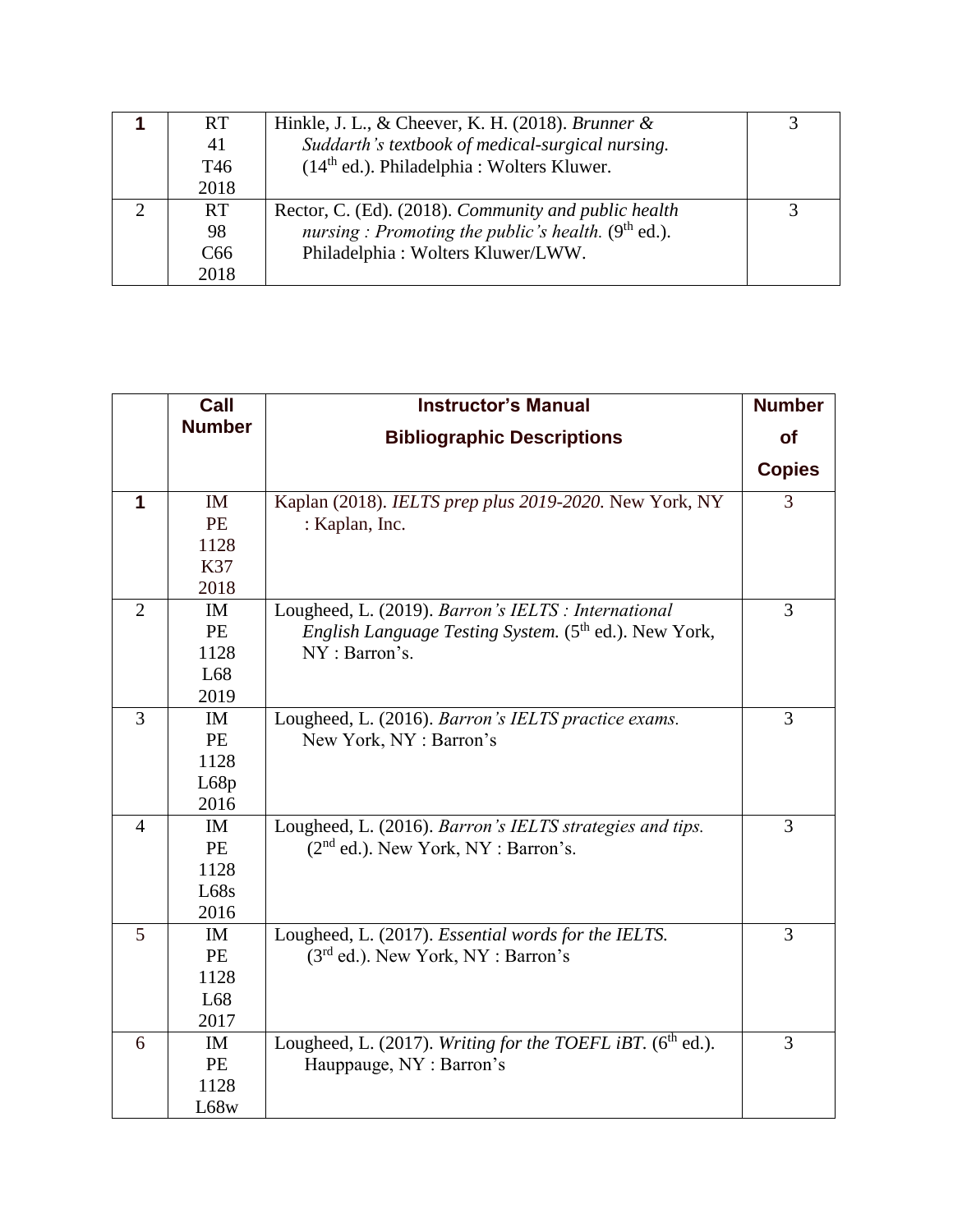| | | | |
|---|---|---|---|
| **1** | RT 41 T46 2018 | Hinkle, J. L., & Cheever, K. H. (2018). *Brunner & Suddarth's textbook of medical-surgical nursing.* (14th ed.). Philadelphia : Wolters Kluwer. | 3 |
| 2 | RT 98 C66 2018 | Rector, C. (Ed). (2018). *Community and public health nursing : Promoting the public's health.* (9th ed.). Philadelphia : Wolters Kluwer/LWW. | 3 |

| | **Call Number** | **Instructor's Manual Bibliographic Descriptions** | **Number of Copies** |
|---|---|---|---|
| **1** | IM PE 1128 K37 2018 | Kaplan (2018). *IELTS prep plus 2019-2020.* New York, NY : Kaplan, Inc. | 3 |
| 2 | IM PE 1128 L68 2019 | Lougheed, L. (2019). *Barron's IELTS : International English Language Testing System.* (5th ed.). New York, NY : Barron's. | 3 |
| 3 | IM PE 1128 L68p 2016 | Lougheed, L. (2016). *Barron's IELTS practice exams.* New York, NY : Barron's | 3 |
| 4 | IM PE 1128 L68s 2016 | Lougheed, L. (2016). *Barron's IELTS strategies and tips.* (2nd ed.). New York, NY : Barron's. | 3 |
| 5 | IM PE 1128 L68 2017 | Lougheed, L. (2017). *Essential words for the IELTS.* (3rd ed.). New York, NY : Barron's | 3 |
| 6 | IM PE 1128 L68w | Lougheed, L. (2017). *Writing for the TOEFL iBT.* (6th ed.). Hauppauge, NY : Barron's | 3 |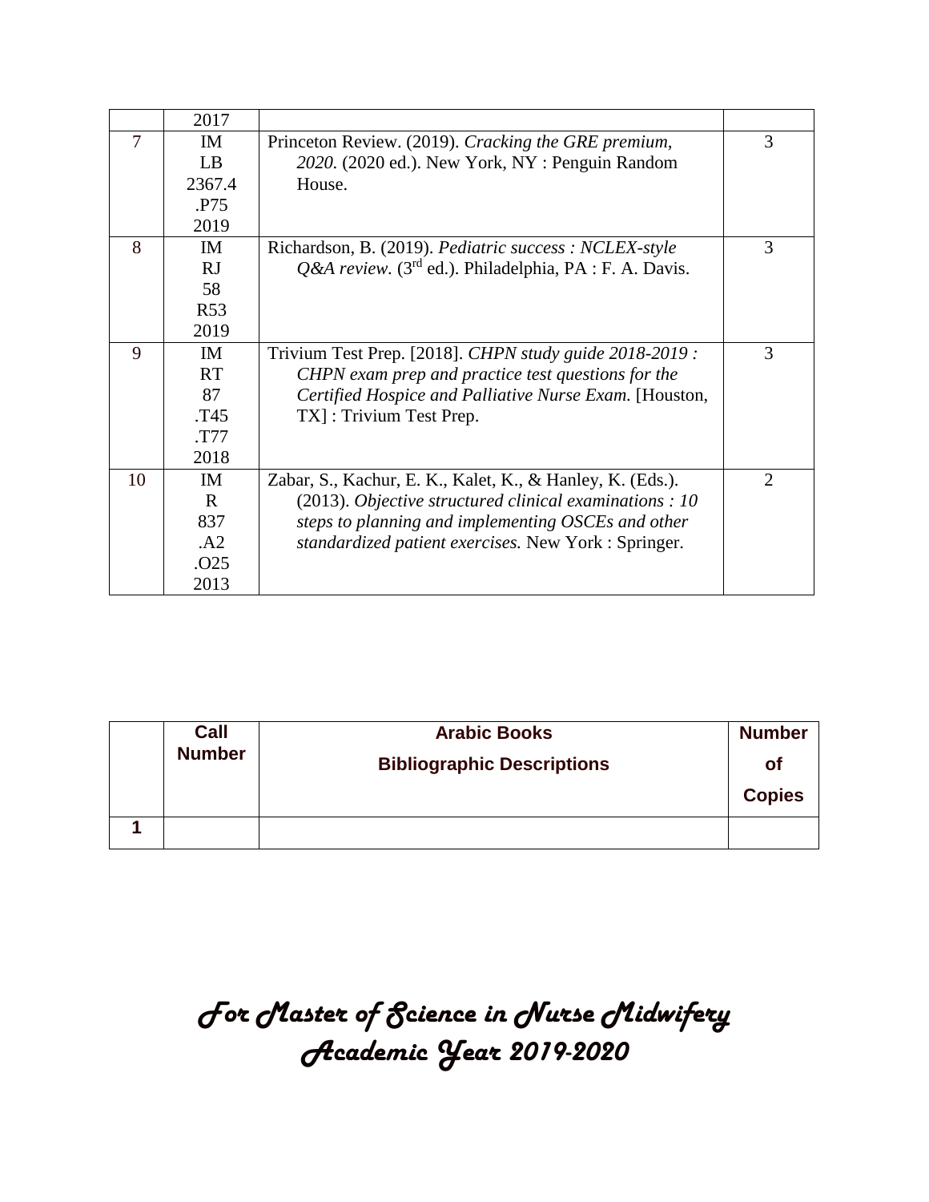| | | | |
|---|---|---|---|
| | 2017 | | |
| 7 | IM LB 2367.4 .P75 2019 | Princeton Review. (2019). *Cracking the GRE premium, 2020.* (2020 ed.). New York, NY : Penguin Random House. | 3 |
| 8 | IM RJ 58 R53 2019 | Richardson, B. (2019). *Pediatric success : NCLEX-style Q&A review.* (3rd ed.). Philadelphia, PA : F. A. Davis. | 3 |
| 9 | IM RT 87 .T45 .T77 2018 | Trivium Test Prep. [2018]. *CHPN study guide 2018-2019 : CHPN exam prep and practice test questions for the Certified Hospice and Palliative Nurse Exam.* [Houston, TX] : Trivium Test Prep. | 3 |
| 10 | IM R 837 .A2 .O25 2013 | Zabar, S., Kachur, E. K., Kalet, K., & Hanley, K. (Eds.). (2013). *Objective structured clinical examinations : 10 steps to planning and implementing OSCEs and other standardized patient exercises.* New York : Springer. | 2 |

| | **Call Number** | **Arabic Books Bibliographic Descriptions** | **Number of Copies** |
|---|---|---|---|
| **1** | | | |

## *For Master of Science in Nurse Midwifery Academic Year 2019-2020*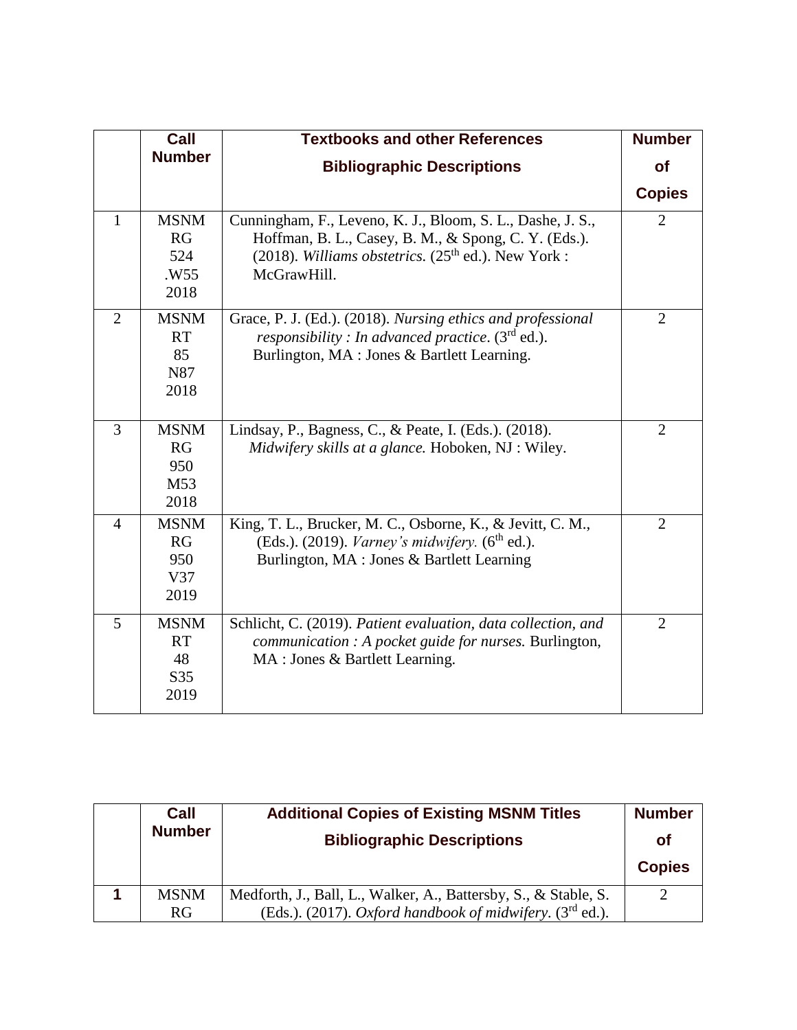| | Call Number | Textbooks and other References<br>Bibliographic Descriptions | Number of Copies |
|---|---|---|---|
| 1 | MSNM RG 524 .W55 2018 | Cunningham, F., Leveno, K. J., Bloom, S. L., Dashe, J. S., Hoffman, B. L., Casey, B. M., & Spong, C. Y. (Eds.). (2018). *Williams obstetrics.* (25th ed.). New York : McGrawHill. | 2 |
| 2 | MSNM RT 85 N87 2018 | Grace, P. J. (Ed.). (2018). *Nursing ethics and professional responsibility : In advanced practice*. (3rd ed.). Burlington, MA : Jones & Bartlett Learning. | 2 |
| 3 | MSNM RG 950 M53 2018 | Lindsay, P., Bagness, C., & Peate, I. (Eds.). (2018). *Midwifery skills at a glance.* Hoboken, NJ : Wiley. | 2 |
| 4 | MSNM RG 950 V37 2019 | King, T. L., Brucker, M. C., Osborne, K., & Jevitt, C. M., (Eds.). (2019). *Varney's midwifery.* (6th ed.). Burlington, MA : Jones & Bartlett Learning | 2 |
| 5 | MSNM RT 48 S35 2019 | Schlicht, C. (2019). *Patient evaluation, data collection, and communication : A pocket guide for nurses.* Burlington, MA : Jones & Bartlett Learning. | 2 |

| | Call Number | Additional Copies of Existing MSNM Titles<br>Bibliographic Descriptions | Number of Copies |
|---|---|---|---|
| **1** | MSNM RG | Medforth, J., Ball, L., Walker, A., Battersby, S., & Stable, S. (Eds.). (2017). *Oxford handbook of midwifery*. (3rd ed.). | 2 |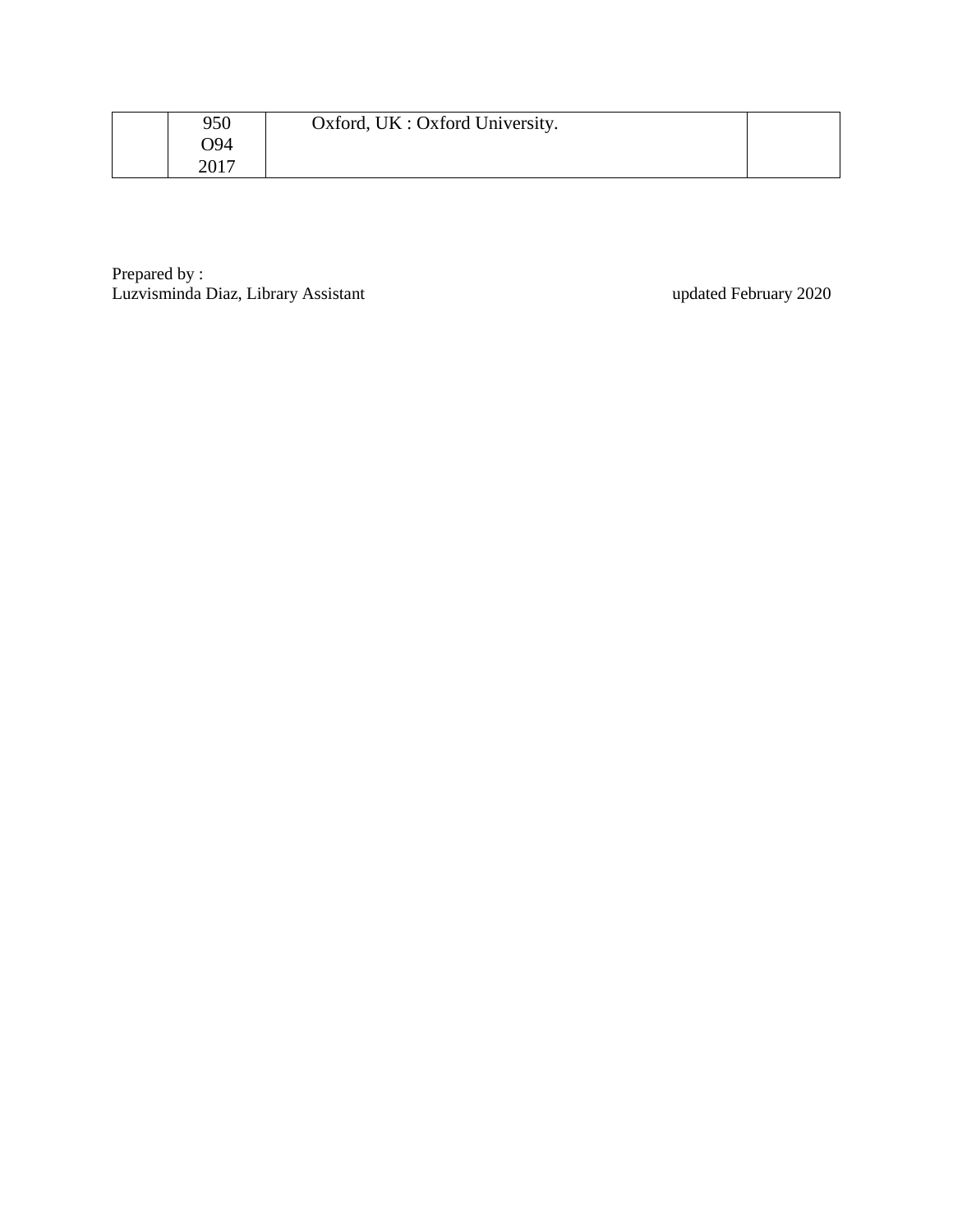| | | | |
|---|---|---|---|
| | 950<br>O94<br>2017 | Oxford, UK : Oxford University. | |

Prepared by :
Luzvisminda Diaz, Library Assistant

updated February 2020